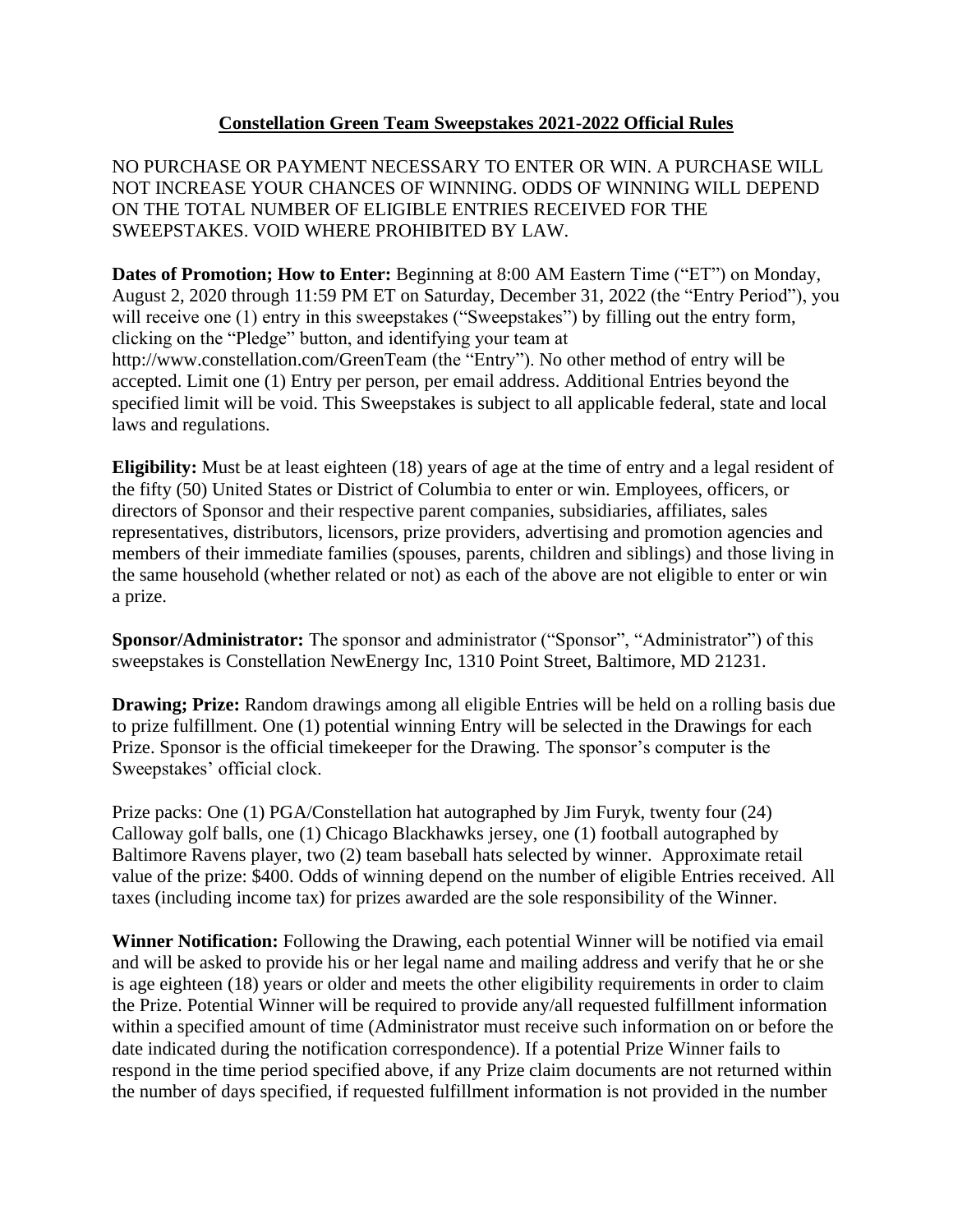# Constellation Green Team Sweepstakes 2021-2022 Official Rules

NO PURCHASE OR PAYMENT NECESSARY TO ENTER OR WIN. A PURCHASE WILL NOT INCREASE YOUR CHANCES OF WINNING. ODDS OF WINNING WILL DEPEND ON THE TOTAL NUMBER OF ELIGIBLE ENTRIES RECEIVED FOR THE SWEEPSTAKES. VOID WHERE PROHIBITED BY LAW.

**Dates of Promotion; How to Enter:** Beginning at 8:00 AM Eastern Time ("ET") on Monday, August 2, 2020 through 11:59 PM ET on Saturday, December 31, 2022 (the "Entry Period"), you will receive one (1) entry in this sweepstakes ("Sweepstakes") by filling out the entry form, clicking on the "Pledge" button, and identifying your team at http://www.constellation.com/GreenTeam (the "Entry"). No other method of entry will be accepted. Limit one (1) Entry per person, per email address. Additional Entries beyond the specified limit will be void. This Sweepstakes is subject to all applicable federal, state and local laws and regulations.

**Eligibility:** Must be at least eighteen (18) years of age at the time of entry and a legal resident of the fifty (50) United States or District of Columbia to enter or win. Employees, officers, or directors of Sponsor and their respective parent companies, subsidiaries, affiliates, sales representatives, distributors, licensors, prize providers, advertising and promotion agencies and members of their immediate families (spouses, parents, children and siblings) and those living in the same household (whether related or not) as each of the above are not eligible to enter or win a prize.

**Sponsor/Administrator:** The sponsor and administrator ("Sponsor", "Administrator") of this sweepstakes is Constellation NewEnergy Inc, 1310 Point Street, Baltimore, MD 21231.

**Drawing; Prize:** Random drawings among all eligible Entries will be held on a rolling basis due to prize fulfillment. One (1) potential winning Entry will be selected in the Drawings for each Prize. Sponsor is the official timekeeper for the Drawing. The sponsor's computer is the Sweepstakes' official clock.

Prize packs: One (1) PGA/Constellation hat autographed by Jim Furyk, twenty four (24) Calloway golf balls, one (1) Chicago Blackhawks jersey, one (1) football autographed by Baltimore Ravens player, two (2) team baseball hats selected by winner. Approximate retail value of the prize: $400. Odds of winning depend on the number of eligible Entries received. All taxes (including income tax) for prizes awarded are the sole responsibility of the Winner.

**Winner Notification:** Following the Drawing, each potential Winner will be notified via email and will be asked to provide his or her legal name and mailing address and verify that he or she is age eighteen (18) years or older and meets the other eligibility requirements in order to claim the Prize. Potential Winner will be required to provide any/all requested fulfillment information within a specified amount of time (Administrator must receive such information on or before the date indicated during the notification correspondence). If a potential Prize Winner fails to respond in the time period specified above, if any Prize claim documents are not returned within the number of days specified, if requested fulfillment information is not provided in the number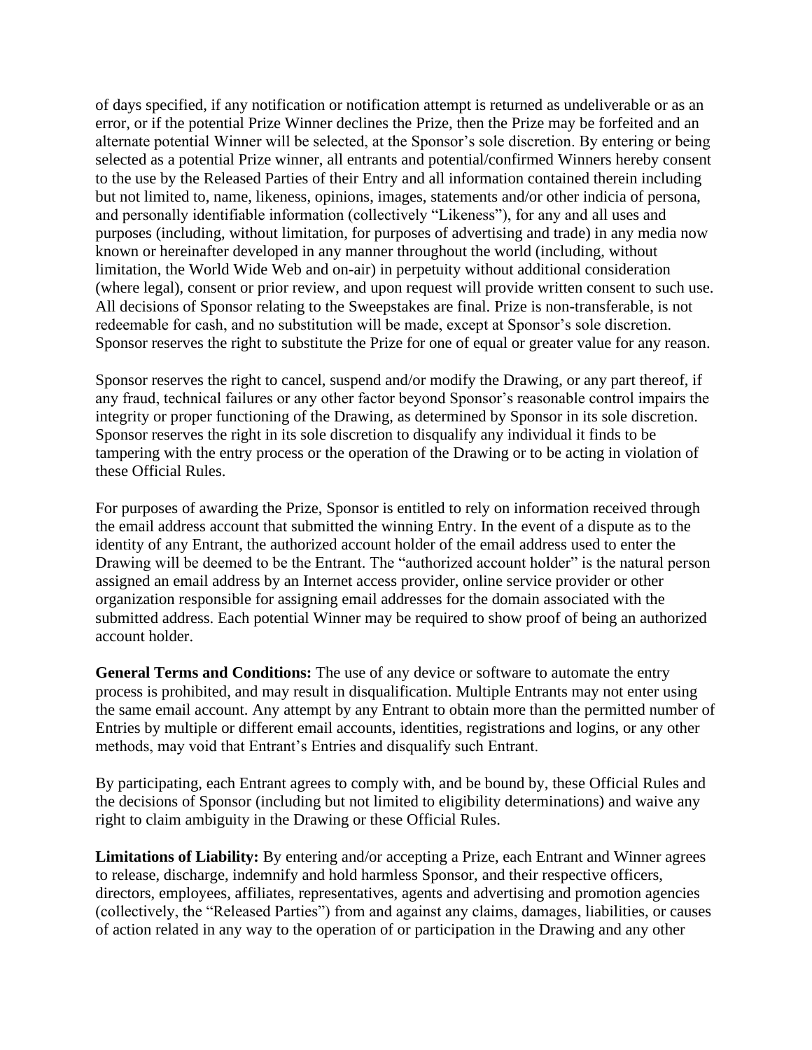of days specified, if any notification or notification attempt is returned as undeliverable or as an error, or if the potential Prize Winner declines the Prize, then the Prize may be forfeited and an alternate potential Winner will be selected, at the Sponsor's sole discretion. By entering or being selected as a potential Prize winner, all entrants and potential/confirmed Winners hereby consent to the use by the Released Parties of their Entry and all information contained therein including but not limited to, name, likeness, opinions, images, statements and/or other indicia of persona, and personally identifiable information (collectively "Likeness"), for any and all uses and purposes (including, without limitation, for purposes of advertising and trade) in any media now known or hereinafter developed in any manner throughout the world (including, without limitation, the World Wide Web and on-air) in perpetuity without additional consideration (where legal), consent or prior review, and upon request will provide written consent to such use. All decisions of Sponsor relating to the Sweepstakes are final. Prize is non-transferable, is not redeemable for cash, and no substitution will be made, except at Sponsor's sole discretion. Sponsor reserves the right to substitute the Prize for one of equal or greater value for any reason.

Sponsor reserves the right to cancel, suspend and/or modify the Drawing, or any part thereof, if any fraud, technical failures or any other factor beyond Sponsor's reasonable control impairs the integrity or proper functioning of the Drawing, as determined by Sponsor in its sole discretion. Sponsor reserves the right in its sole discretion to disqualify any individual it finds to be tampering with the entry process or the operation of the Drawing or to be acting in violation of these Official Rules.

For purposes of awarding the Prize, Sponsor is entitled to rely on information received through the email address account that submitted the winning Entry. In the event of a dispute as to the identity of any Entrant, the authorized account holder of the email address used to enter the Drawing will be deemed to be the Entrant. The "authorized account holder" is the natural person assigned an email address by an Internet access provider, online service provider or other organization responsible for assigning email addresses for the domain associated with the submitted address. Each potential Winner may be required to show proof of being an authorized account holder.

**General Terms and Conditions:** The use of any device or software to automate the entry process is prohibited, and may result in disqualification. Multiple Entrants may not enter using the same email account. Any attempt by any Entrant to obtain more than the permitted number of Entries by multiple or different email accounts, identities, registrations and logins, or any other methods, may void that Entrant's Entries and disqualify such Entrant.

By participating, each Entrant agrees to comply with, and be bound by, these Official Rules and the decisions of Sponsor (including but not limited to eligibility determinations) and waive any right to claim ambiguity in the Drawing or these Official Rules.

**Limitations of Liability:** By entering and/or accepting a Prize, each Entrant and Winner agrees to release, discharge, indemnify and hold harmless Sponsor, and their respective officers, directors, employees, affiliates, representatives, agents and advertising and promotion agencies (collectively, the "Released Parties") from and against any claims, damages, liabilities, or causes of action related in any way to the operation of or participation in the Drawing and any other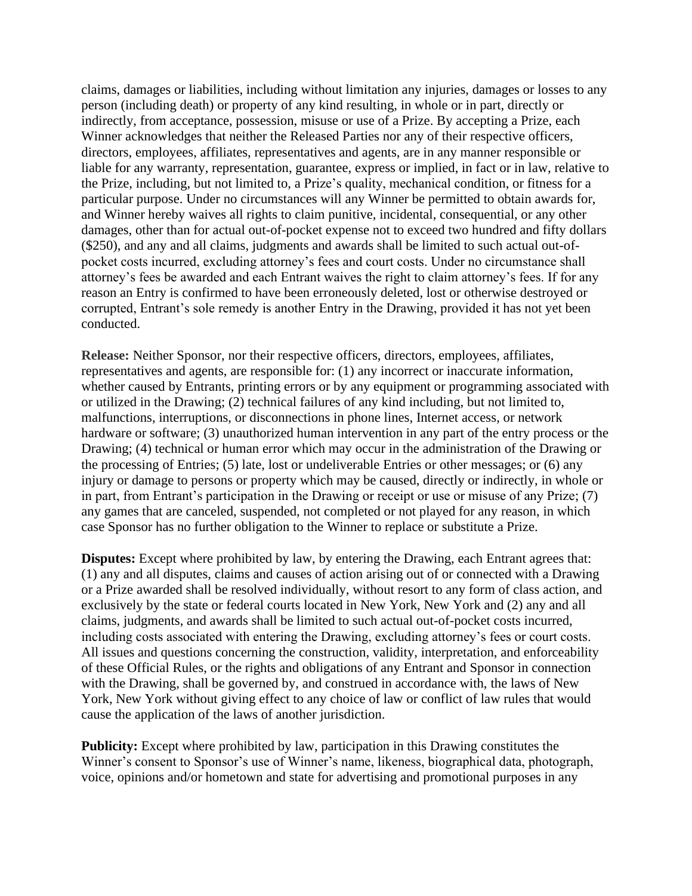claims, damages or liabilities, including without limitation any injuries, damages or losses to any person (including death) or property of any kind resulting, in whole or in part, directly or indirectly, from acceptance, possession, misuse or use of a Prize. By accepting a Prize, each Winner acknowledges that neither the Released Parties nor any of their respective officers, directors, employees, affiliates, representatives and agents, are in any manner responsible or liable for any warranty, representation, guarantee, express or implied, in fact or in law, relative to the Prize, including, but not limited to, a Prize's quality, mechanical condition, or fitness for a particular purpose. Under no circumstances will any Winner be permitted to obtain awards for, and Winner hereby waives all rights to claim punitive, incidental, consequential, or any other damages, other than for actual out-of-pocket expense not to exceed two hundred and fifty dollars ($250), and any and all claims, judgments and awards shall be limited to such actual out-of-pocket costs incurred, excluding attorney's fees and court costs. Under no circumstance shall attorney's fees be awarded and each Entrant waives the right to claim attorney's fees. If for any reason an Entry is confirmed to have been erroneously deleted, lost or otherwise destroyed or corrupted, Entrant's sole remedy is another Entry in the Drawing, provided it has not yet been conducted.

**Release:** Neither Sponsor, nor their respective officers, directors, employees, affiliates, representatives and agents, are responsible for: (1) any incorrect or inaccurate information, whether caused by Entrants, printing errors or by any equipment or programming associated with or utilized in the Drawing; (2) technical failures of any kind including, but not limited to, malfunctions, interruptions, or disconnections in phone lines, Internet access, or network hardware or software; (3) unauthorized human intervention in any part of the entry process or the Drawing; (4) technical or human error which may occur in the administration of the Drawing or the processing of Entries; (5) late, lost or undeliverable Entries or other messages; or (6) any injury or damage to persons or property which may be caused, directly or indirectly, in whole or in part, from Entrant's participation in the Drawing or receipt or use or misuse of any Prize; (7) any games that are canceled, suspended, not completed or not played for any reason, in which case Sponsor has no further obligation to the Winner to replace or substitute a Prize.

**Disputes:** Except where prohibited by law, by entering the Drawing, each Entrant agrees that: (1) any and all disputes, claims and causes of action arising out of or connected with a Drawing or a Prize awarded shall be resolved individually, without resort to any form of class action, and exclusively by the state or federal courts located in New York, New York and (2) any and all claims, judgments, and awards shall be limited to such actual out-of-pocket costs incurred, including costs associated with entering the Drawing, excluding attorney's fees or court costs. All issues and questions concerning the construction, validity, interpretation, and enforceability of these Official Rules, or the rights and obligations of any Entrant and Sponsor in connection with the Drawing, shall be governed by, and construed in accordance with, the laws of New York, New York without giving effect to any choice of law or conflict of law rules that would cause the application of the laws of another jurisdiction.

**Publicity:** Except where prohibited by law, participation in this Drawing constitutes the Winner's consent to Sponsor's use of Winner's name, likeness, biographical data, photograph, voice, opinions and/or hometown and state for advertising and promotional purposes in any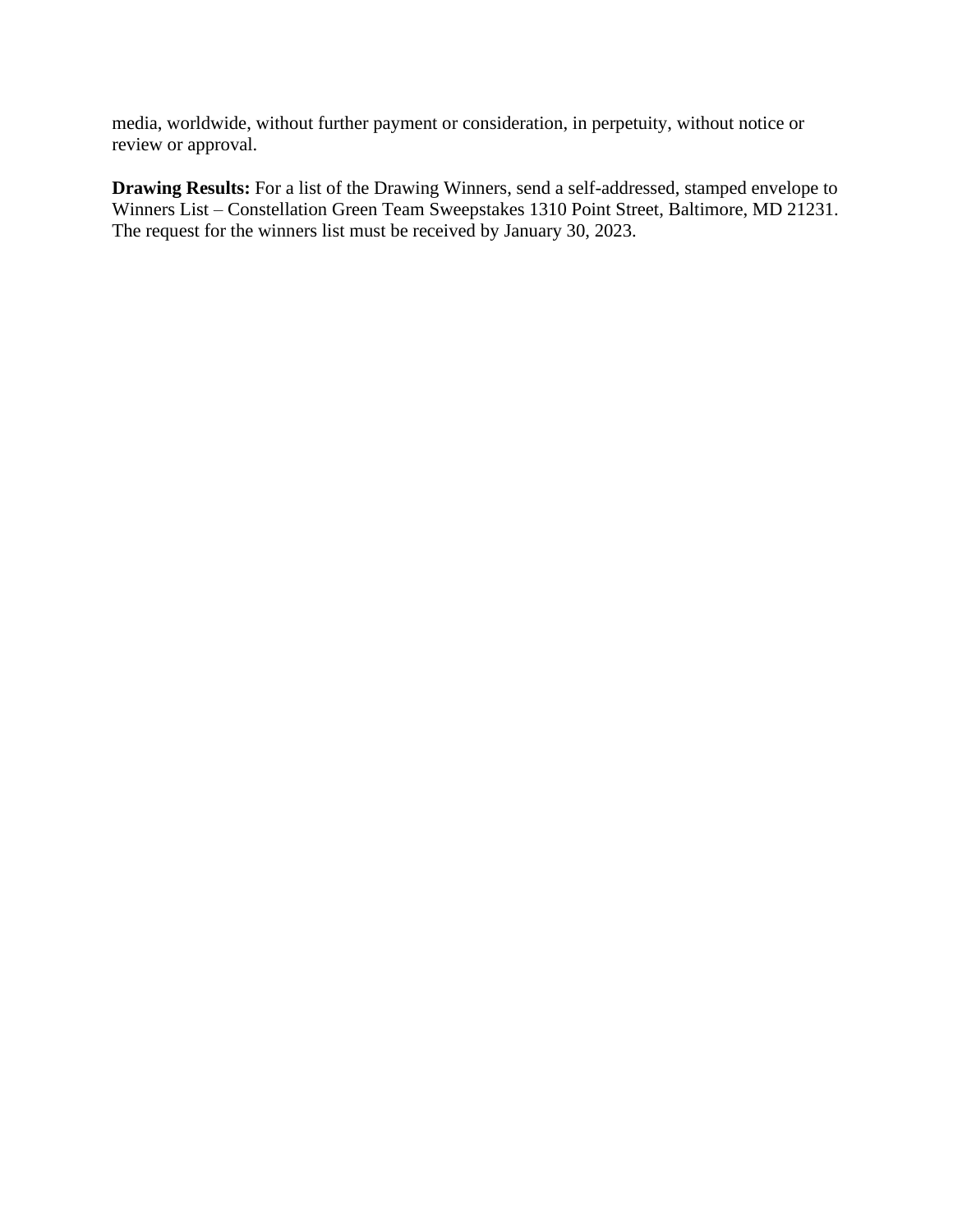media, worldwide, without further payment or consideration, in perpetuity, without notice or review or approval.

**Drawing Results:** For a list of the Drawing Winners, send a self-addressed, stamped envelope to Winners List – Constellation Green Team Sweepstakes 1310 Point Street, Baltimore, MD 21231. The request for the winners list must be received by January 30, 2023.